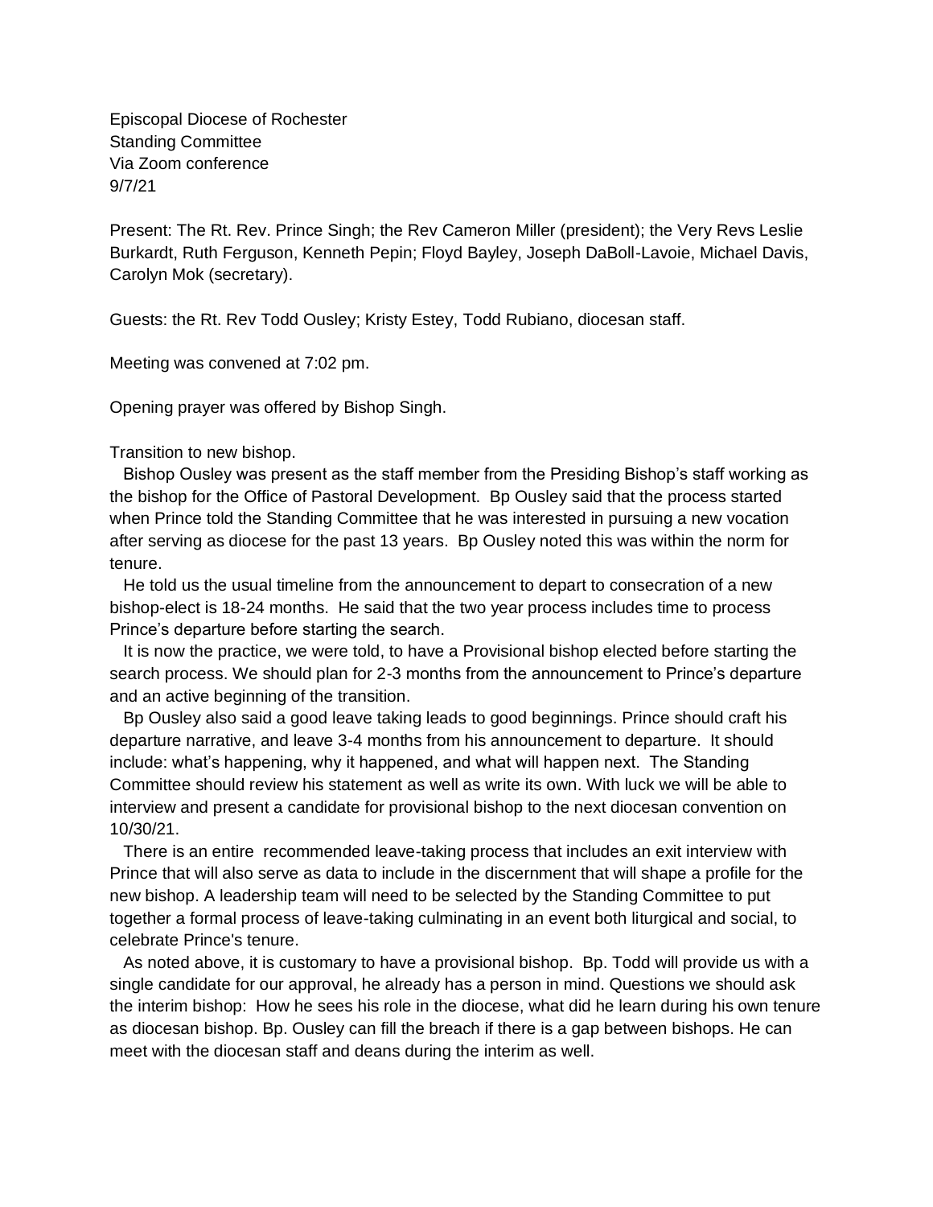Episcopal Diocese of Rochester
Standing Committee
Via Zoom conference
9/7/21

Present: The Rt. Rev. Prince Singh; the Rev Cameron Miller (president); the Very Revs Leslie Burkardt, Ruth Ferguson, Kenneth Pepin; Floyd Bayley, Joseph DaBoll-Lavoie, Michael Davis, Carolyn Mok (secretary).

Guests: the Rt. Rev Todd Ousley; Kristy Estey, Todd Rubiano, diocesan staff.

Meeting was convened at 7:02 pm.

Opening prayer was offered by Bishop Singh.

Transition to new bishop.

Bishop Ousley was present as the staff member from the Presiding Bishop's staff working as the bishop for the Office of Pastoral Development. Bp Ousley said that the process started when Prince told the Standing Committee that he was interested in pursuing a new vocation after serving as diocese for the past 13 years. Bp Ousley noted this was within the norm for tenure.

He told us the usual timeline from the announcement to depart to consecration of a new bishop-elect is 18-24 months. He said that the two year process includes time to process Prince's departure before starting the search.

It is now the practice, we were told, to have a Provisional bishop elected before starting the search process. We should plan for 2-3 months from the announcement to Prince's departure and an active beginning of the transition.

Bp Ousley also said a good leave taking leads to good beginnings. Prince should craft his departure narrative, and leave 3-4 months from his announcement to departure. It should include: what's happening, why it happened, and what will happen next. The Standing Committee should review his statement as well as write its own. With luck we will be able to interview and present a candidate for provisional bishop to the next diocesan convention on 10/30/21.

There is an entire recommended leave-taking process that includes an exit interview with Prince that will also serve as data to include in the discernment that will shape a profile for the new bishop. A leadership team will need to be selected by the Standing Committee to put together a formal process of leave-taking culminating in an event both liturgical and social, to celebrate Prince's tenure.

As noted above, it is customary to have a provisional bishop. Bp. Todd will provide us with a single candidate for our approval, he already has a person in mind. Questions we should ask the interim bishop: How he sees his role in the diocese, what did he learn during his own tenure as diocesan bishop. Bp. Ousley can fill the breach if there is a gap between bishops. He can meet with the diocesan staff and deans during the interim as well.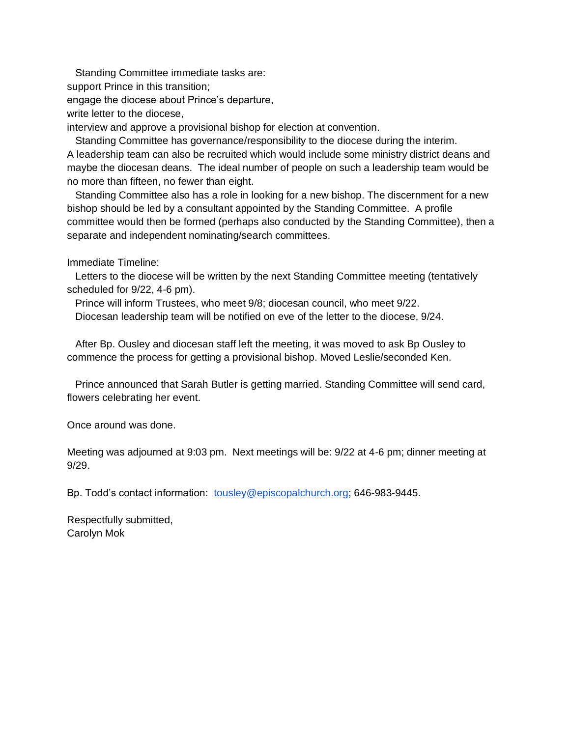Standing Committee immediate tasks are:
support Prince in this transition;
engage the diocese about Prince's departure,
write letter to the diocese,
interview and approve a provisional bishop for election at convention.

Standing Committee has governance/responsibility to the diocese during the interim. A leadership team can also be recruited which would include some ministry district deans and maybe the diocesan deans. The ideal number of people on such a leadership team would be no more than fifteen, no fewer than eight.

Standing Committee also has a role in looking for a new bishop. The discernment for a new bishop should be led by a consultant appointed by the Standing Committee. A profile committee would then be formed (perhaps also conducted by the Standing Committee), then a separate and independent nominating/search committees.

Immediate Timeline:

Letters to the diocese will be written by the next Standing Committee meeting (tentatively scheduled for 9/22, 4-6 pm).

Prince will inform Trustees, who meet 9/8; diocesan council, who meet 9/22.

Diocesan leadership team will be notified on eve of the letter to the diocese, 9/24.

After Bp. Ousley and diocesan staff left the meeting, it was moved to ask Bp Ousley to commence the process for getting a provisional bishop. Moved Leslie/seconded Ken.

Prince announced that Sarah Butler is getting married. Standing Committee will send card, flowers celebrating her event.

Once around was done.

Meeting was adjourned at 9:03 pm. Next meetings will be: 9/22 at 4-6 pm; dinner meeting at 9/29.

Bp. Todd's contact information: tousley@episcopalchurch.org; 646-983-9445.

Respectfully submitted,
Carolyn Mok